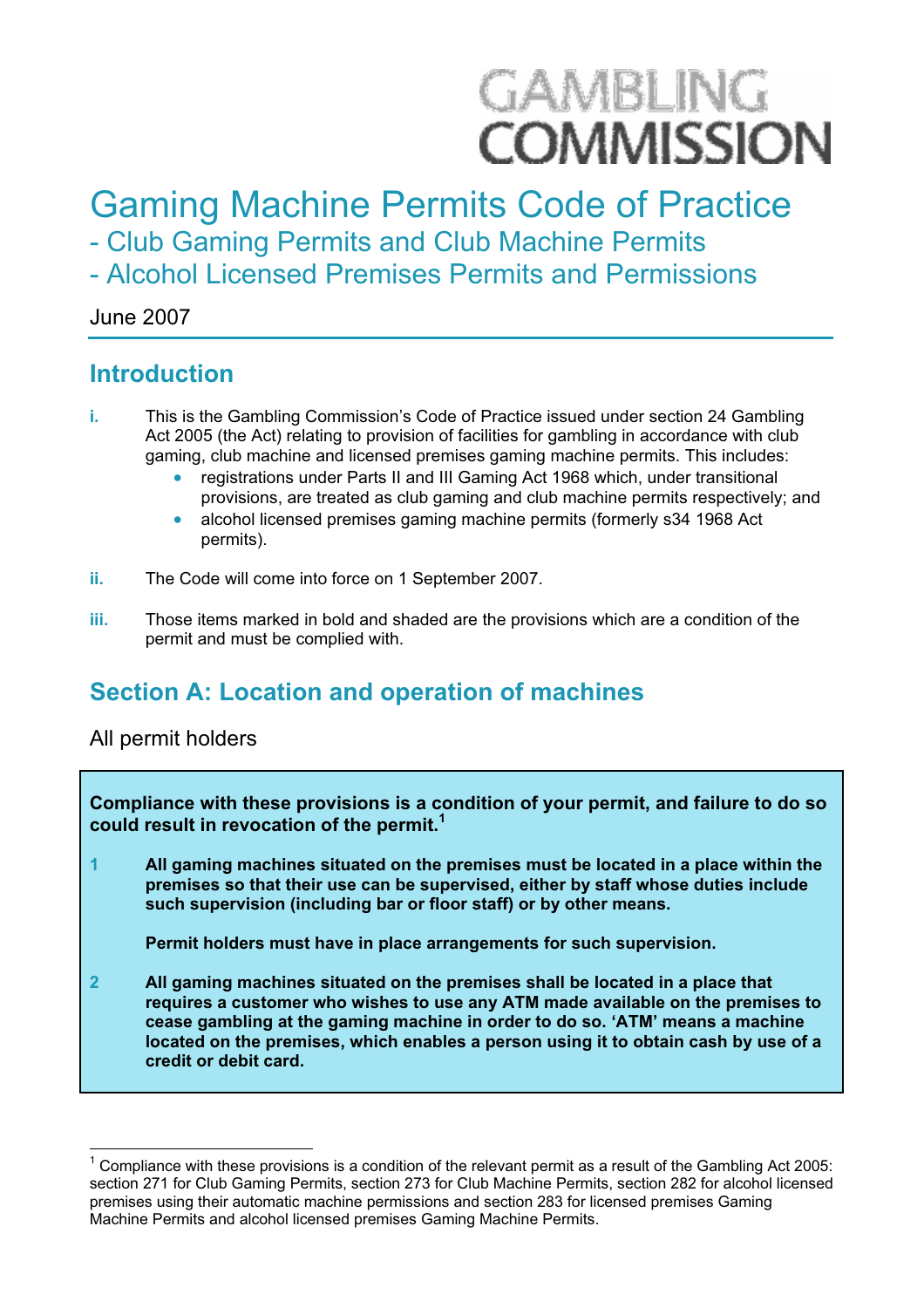GAMBLING COMMISSION

# Gaming Machine Permits Code of Practice
## - Club Gaming Permits and Club Machine Permits
## - Alcohol Licensed Premises Permits and Permissions

June 2007

## Introduction

i. This is the Gambling Commission's Code of Practice issued under section 24 Gambling Act 2005 (the Act) relating to provision of facilities for gambling in accordance with club gaming, club machine and licensed premises gaming machine permits. This includes:
   - registrations under Parts II and III Gaming Act 1968 which, under transitional provisions, are treated as club gaming and club machine permits respectively; and
   - alcohol licensed premises gaming machine permits (formerly s34 1968 Act permits).

ii. The Code will come into force on 1 September 2007.

iii. Those items marked in bold and shaded are the provisions which are a condition of the permit and must be complied with.

## Section A: Location and operation of machines

All permit holders

**Compliance with these provisions is a condition of your permit, and failure to do so could result in revocation of the permit.[1]**

1 **All gaming machines situated on the premises must be located in a place within the premises so that their use can be supervised, either by staff whose duties include such supervision (including bar or floor staff) or by other means.**

**Permit holders must have in place arrangements for such supervision.**

2 **All gaming machines situated on the premises shall be located in a place that requires a customer who wishes to use any ATM made available on the premises to cease gambling at the gaming machine in order to do so. 'ATM' means a machine located on the premises, which enables a person using it to obtain cash by use of a credit or debit card.**

---

[1] Compliance with these provisions is a condition of the relevant permit as a result of the Gambling Act 2005: section 271 for Club Gaming Permits, section 273 for Club Machine Permits, section 282 for alcohol licensed premises using their automatic machine permissions and section 283 for licensed premises Gaming Machine Permits and alcohol licensed premises Gaming Machine Permits.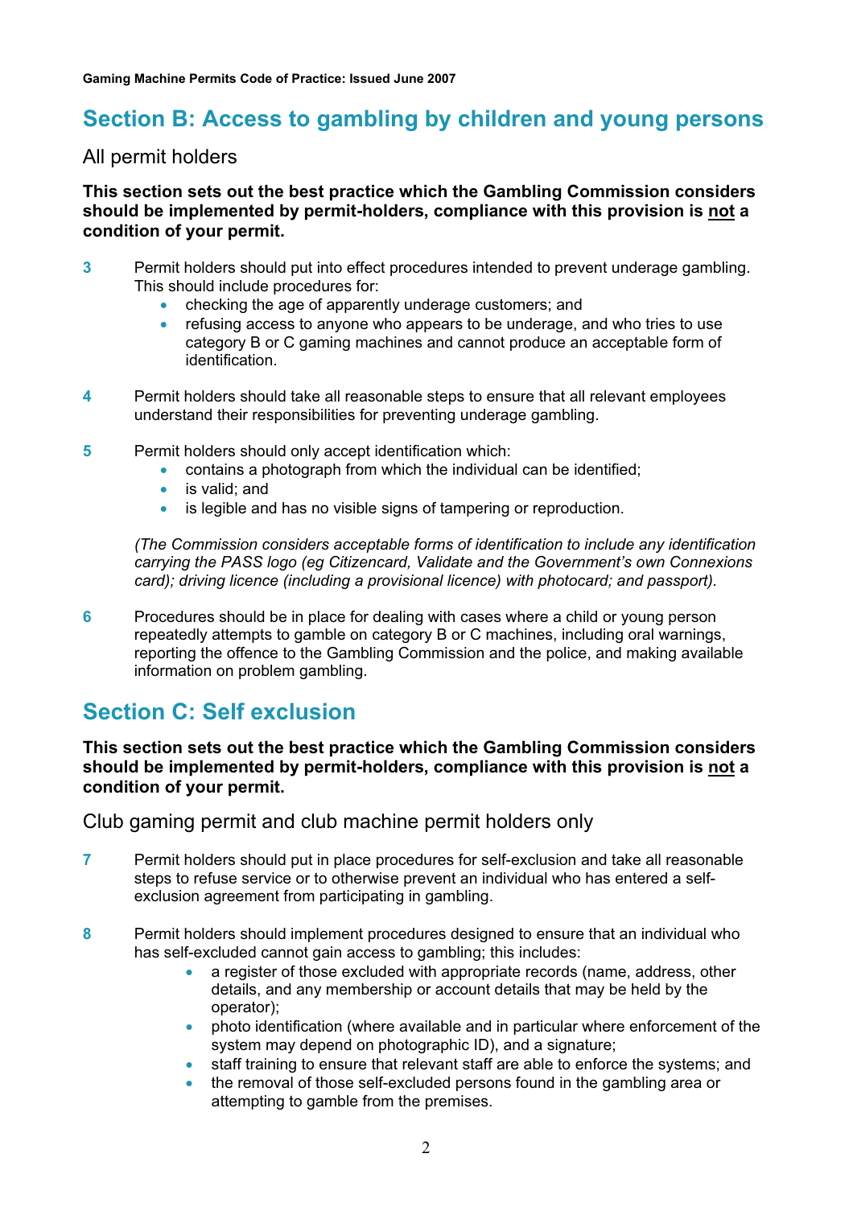## Section B: Access to gambling by children and young persons

### All permit holders

**This section sets out the best practice which the Gambling Commission considers should be implemented by permit-holders, compliance with this provision is <u>not</u> a condition of your permit.**

**3** Permit holders should put into effect procedures intended to prevent underage gambling. This should include procedures for:

- checking the age of apparently underage customers; and
- refusing access to anyone who appears to be underage, and who tries to use category B or C gaming machines and cannot produce an acceptable form of identification.

**4** Permit holders should take all reasonable steps to ensure that all relevant employees understand their responsibilities for preventing underage gambling.

**5** Permit holders should only accept identification which:

- contains a photograph from which the individual can be identified;
- is valid; and
- is legible and has no visible signs of tampering or reproduction.

*(The Commission considers acceptable forms of identification to include any identification carrying the PASS logo (eg Citizencard, Validate and the Government's own Connexions card); driving licence (including a provisional licence) with photocard; and passport).*

**6** Procedures should be in place for dealing with cases where a child or young person repeatedly attempts to gamble on category B or C machines, including oral warnings, reporting the offence to the Gambling Commission and the police, and making available information on problem gambling.

## Section C: Self exclusion

**This section sets out the best practice which the Gambling Commission considers should be implemented by permit-holders, compliance with this provision is <u>not</u> a condition of your permit.**

### Club gaming permit and club machine permit holders only

**7** Permit holders should put in place procedures for self-exclusion and take all reasonable steps to refuse service or to otherwise prevent an individual who has entered a self-exclusion agreement from participating in gambling.

**8** Permit holders should implement procedures designed to ensure that an individual who has self-excluded cannot gain access to gambling; this includes:

- a register of those excluded with appropriate records (name, address, other details, and any membership or account details that may be held by the operator);
- photo identification (where available and in particular where enforcement of the system may depend on photographic ID), and a signature;
- staff training to ensure that relevant staff are able to enforce the systems; and
- the removal of those self-excluded persons found in the gambling area or attempting to gamble from the premises.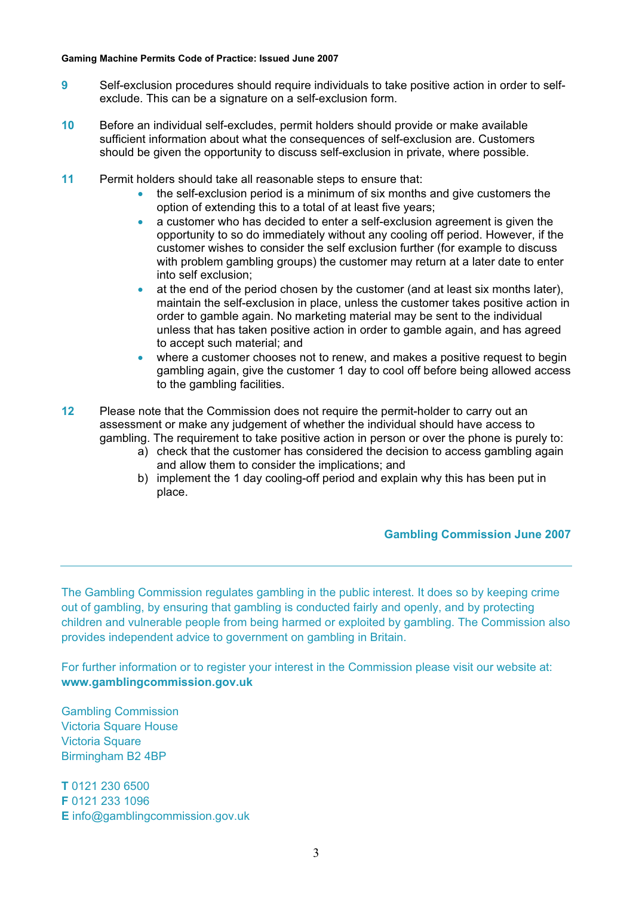9 Self-exclusion procedures should require individuals to take positive action in order to self-exclude. This can be a signature on a self-exclusion form.

10 Before an individual self-excludes, permit holders should provide or make available sufficient information about what the consequences of self-exclusion are. Customers should be given the opportunity to discuss self-exclusion in private, where possible.

11 Permit holders should take all reasonable steps to ensure that:

- the self-exclusion period is a minimum of six months and give customers the option of extending this to a total of at least five years;
- a customer who has decided to enter a self-exclusion agreement is given the opportunity to so do immediately without any cooling off period. However, if the customer wishes to consider the self exclusion further (for example to discuss with problem gambling groups) the customer may return at a later date to enter into self exclusion;
- at the end of the period chosen by the customer (and at least six months later), maintain the self-exclusion in place, unless the customer takes positive action in order to gamble again. No marketing material may be sent to the individual unless that has taken positive action in order to gamble again, and has agreed to accept such material; and
- where a customer chooses not to renew, and makes a positive request to begin gambling again, give the customer 1 day to cool off before being allowed access to the gambling facilities.

12 Please note that the Commission does not require the permit-holder to carry out an assessment or make any judgement of whether the individual should have access to gambling. The requirement to take positive action in person or over the phone is purely to:

a) check that the customer has considered the decision to access gambling again and allow them to consider the implications; and
b) implement the 1 day cooling-off period and explain why this has been put in place.

**Gambling Commission June 2007**

---

The Gambling Commission regulates gambling in the public interest. It does so by keeping crime out of gambling, by ensuring that gambling is conducted fairly and openly, and by protecting children and vulnerable people from being harmed or exploited by gambling. The Commission also provides independent advice to government on gambling in Britain.

For further information or to register your interest in the Commission please visit our website at: **www.gamblingcommission.gov.uk**

Gambling Commission
Victoria Square House
Victoria Square
Birmingham B2 4BP

**T** 0121 230 6500
**F** 0121 233 1096
**E** info@gamblingcommission.gov.uk